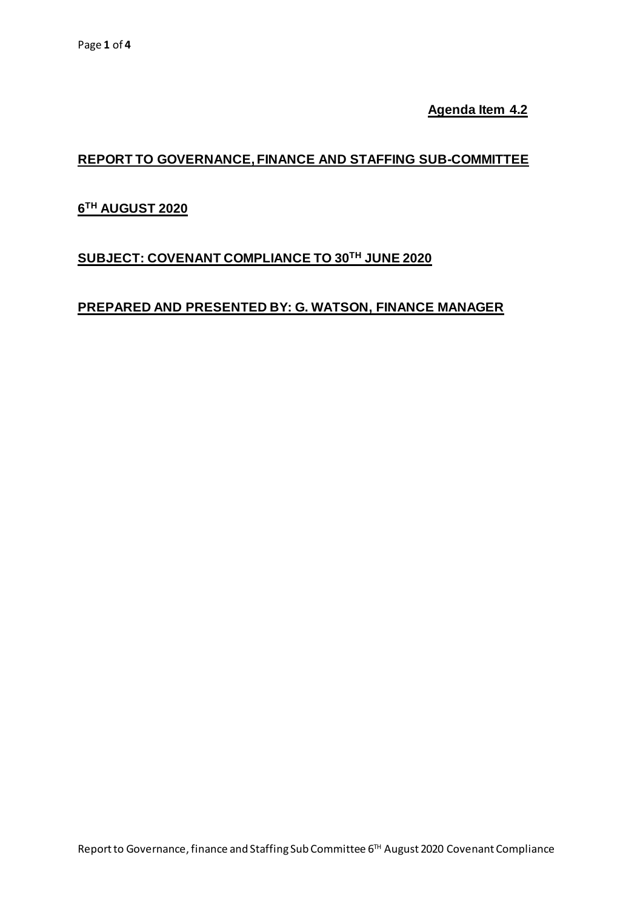**Agenda Item 4.2**

**REPORT TO GOVERNANCE, FINANCE AND STAFFING SUB-COMMITTEE**

**6TH AUGUST 2020**

**SUBJECT: COVENANT COMPLIANCE TO 30TH JUNE 2020**

**PREPARED AND PRESENTED BY: G. WATSON, FINANCE MANAGER**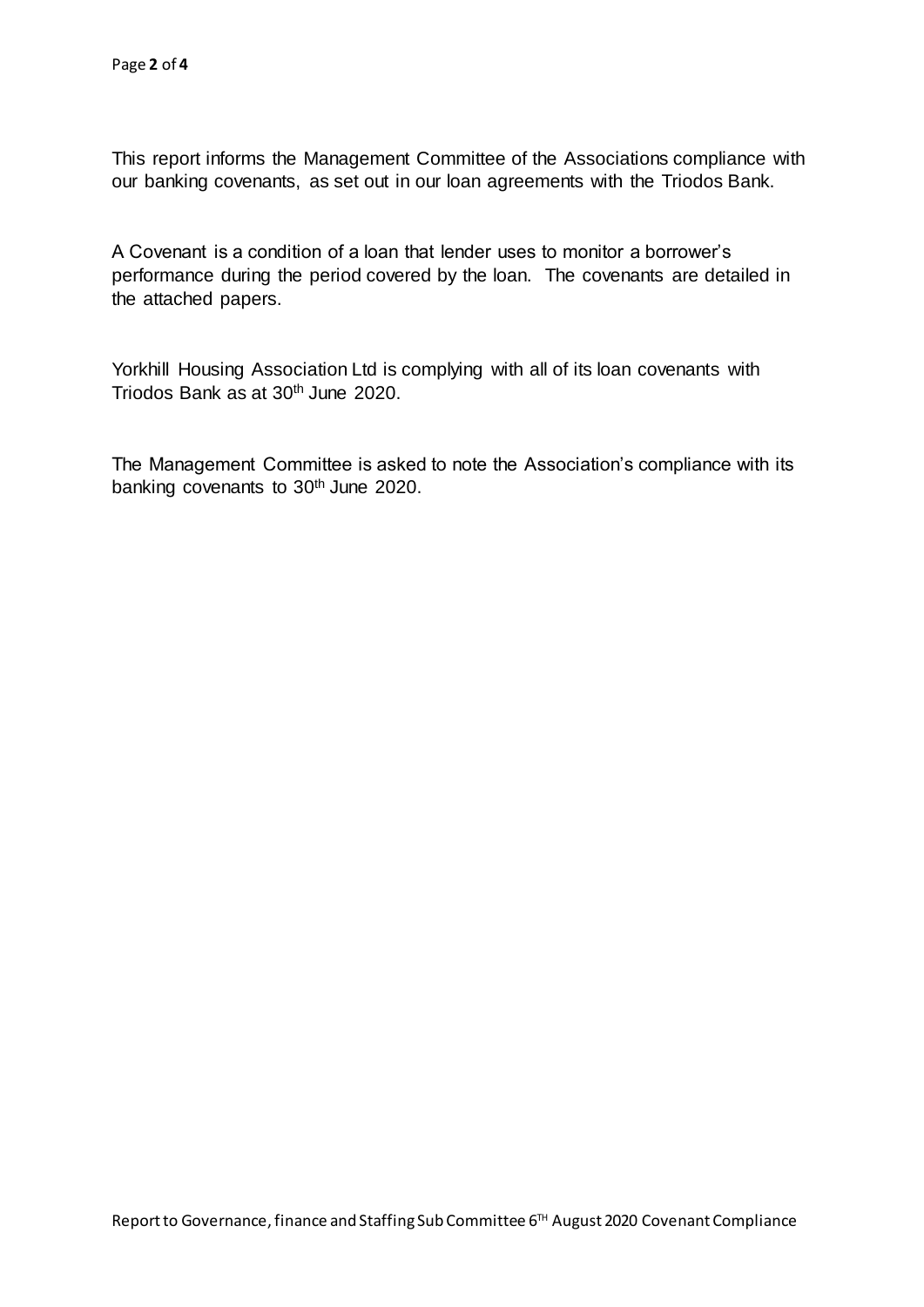This report informs the Management Committee of the Associations compliance with our banking covenants, as set out in our loan agreements with the Triodos Bank.

A Covenant is a condition of a loan that lender uses to monitor a borrower's performance during the period covered by the loan. The covenants are detailed in the attached papers.

Yorkhill Housing Association Ltd is complying with all of its loan covenants with Triodos Bank as at 30th June 2020.

The Management Committee is asked to note the Association's compliance with its banking covenants to 30th June 2020.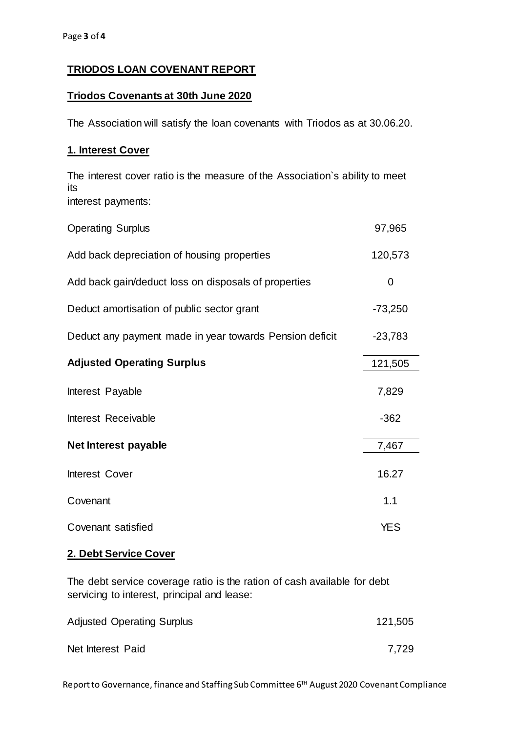## TRIODOS LOAN COVENANT REPORT

### Triodos Covenants at 30th June 2020

The Association will satisfy the loan covenants with Triodos as at 30.06.20.

### 1. Interest Cover

The interest cover ratio is the measure of the Association`s ability to meet its
interest payments:

| | |
|---|---|
| Operating Surplus | 97,965 |
| Add back depreciation of housing properties | 120,573 |
| Add back gain/deduct loss on disposals of properties | 0 |
| Deduct amortisation of public sector grant | -73,250 |
| Deduct any payment made in year towards Pension deficit | -23,783 |
| **Adjusted Operating Surplus** | 121,505 |
| Interest Payable | 7,829 |
| Interest Receivable | -362 |
| **Net Interest payable** | 7,467 |
| Interest Cover | 16.27 |
| Covenant | 1.1 |
| Covenant satisfied | YES |

### 2. Debt Service Cover

The debt service coverage ratio is the ration of cash available for debt servicing to interest, principal and lease:

| | |
|---|---|
| Adjusted Operating Surplus | 121,505 |
| Net Interest Paid | 7,729 |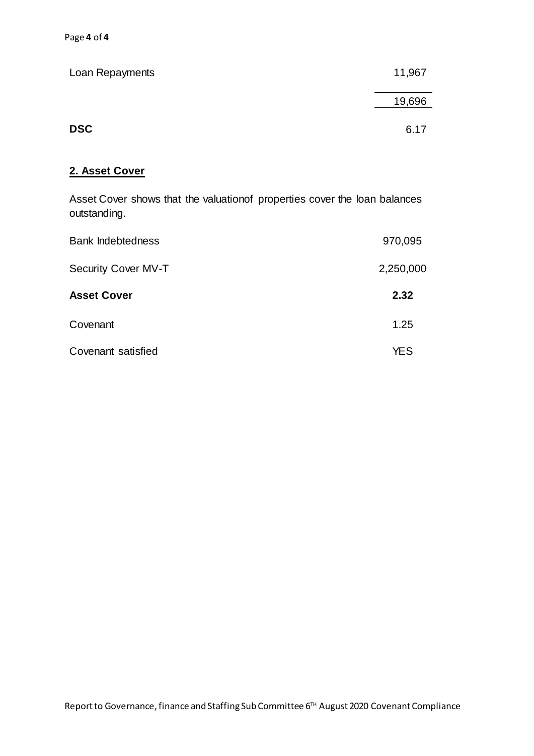| | |
|---|---|
| Loan Repayments | 11,967 |
| | 19,696 |
| **DSC** | 6.17 |

## 2. Asset Cover

Asset Cover shows that the valuationof properties cover the loan balances outstanding.

| | |
|---|---|
| Bank Indebtedness | 970,095 |
| Security Cover MV-T | 2,250,000 |
| **Asset Cover** | **2.32** |
| Covenant | 1.25 |
| Covenant satisfied | YES |